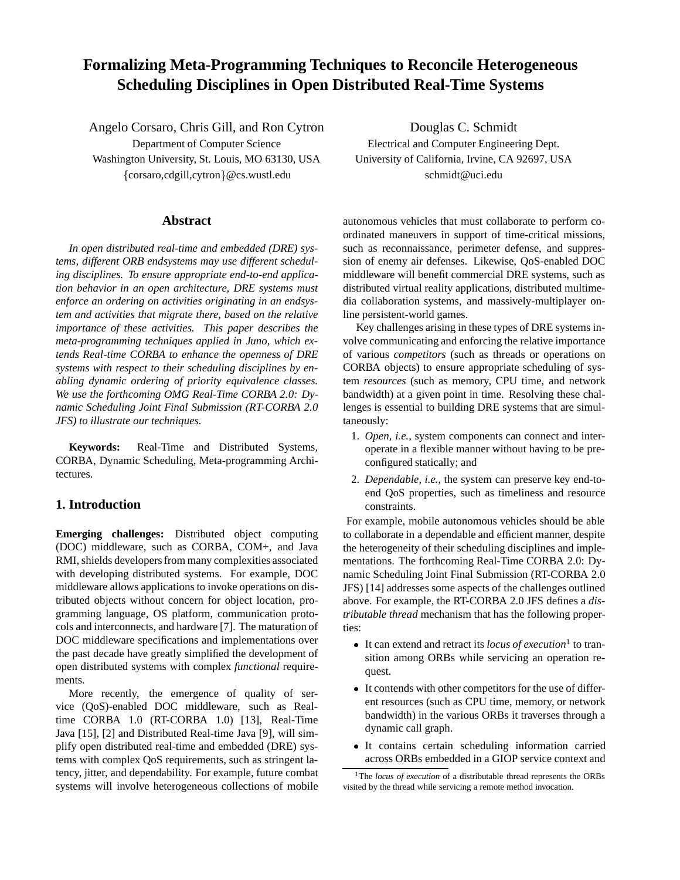# Formalizing Meta-Programming Techniques to Reconcile Heterogeneous Scheduling Disciplines in Open Distributed Real-Time Systems

Angelo Corsaro, Chris Gill, and Ron Cytron
Department of Computer Science
Washington University, St. Louis, MO 63130, USA
{corsaro,cdgill,cytron}@cs.wustl.edu

Douglas C. Schmidt
Electrical and Computer Engineering Dept.
University of California, Irvine, CA 92697, USA
schmidt@uci.edu

## Abstract

*In open distributed real-time and embedded (DRE) systems, different ORB endsystems may use different scheduling disciplines. To ensure appropriate end-to-end application behavior in an open architecture, DRE systems must enforce an ordering on activities originating in an endsystem and activities that migrate there, based on the relative importance of these activities. This paper describes the meta-programming techniques applied in Juno, which extends Real-time CORBA to enhance the openness of DRE systems with respect to their scheduling disciplines by enabling dynamic ordering of priority equivalence classes. We use the forthcoming OMG Real-Time CORBA 2.0: Dynamic Scheduling Joint Final Submission (RT-CORBA 2.0 JFS) to illustrate our techniques.*

**Keywords:** Real-Time and Distributed Systems, CORBA, Dynamic Scheduling, Meta-programming Architectures.

## 1. Introduction

**Emerging challenges:** Distributed object computing (DOC) middleware, such as CORBA, COM+, and Java RMI, shields developers from many complexities associated with developing distributed systems. For example, DOC middleware allows applications to invoke operations on distributed objects without concern for object location, programming language, OS platform, communication protocols and interconnects, and hardware [7]. The maturation of DOC middleware specifications and implementations over the past decade have greatly simplified the development of open distributed systems with complex *functional* requirements.

More recently, the emergence of quality of service (QoS)-enabled DOC middleware, such as Real-time CORBA 1.0 (RT-CORBA 1.0) [13], Real-Time Java [15], [2] and Distributed Real-time Java [9], will simplify open distributed real-time and embedded (DRE) systems with complex QoS requirements, such as stringent latency, jitter, and dependability. For example, future combat systems will involve heterogeneous collections of mobile autonomous vehicles that must collaborate to perform coordinated maneuvers in support of time-critical missions, such as reconnaissance, perimeter defense, and suppression of enemy air defenses. Likewise, QoS-enabled DOC middleware will benefit commercial DRE systems, such as distributed virtual reality applications, distributed multimedia collaboration systems, and massively-multiplayer online persistent-world games.

Key challenges arising in these types of DRE systems involve communicating and enforcing the relative importance of various *competitors* (such as threads or operations on CORBA objects) to ensure appropriate scheduling of system *resources* (such as memory, CPU time, and network bandwidth) at a given point in time. Resolving these challenges is essential to building DRE systems that are simultaneously:

1. *Open*, *i.e.*, system components can connect and interoperate in a flexible manner without having to be preconfigured statically; and
2. *Dependable*, *i.e.*, the system can preserve key end-to-end QoS properties, such as timeliness and resource constraints.

For example, mobile autonomous vehicles should be able to collaborate in a dependable and efficient manner, despite the heterogeneity of their scheduling disciplines and implementations. The forthcoming Real-Time CORBA 2.0: Dynamic Scheduling Joint Final Submission (RT-CORBA 2.0 JFS) [14] addresses some aspects of the challenges outlined above. For example, the RT-CORBA 2.0 JFS defines a *distributable thread* mechanism that has the following properties:

- It can extend and retract its *locus of execution*[1] to transition among ORBs while servicing an operation request.
- It contends with other competitors for the use of different resources (such as CPU time, memory, or network bandwidth) in the various ORBs it traverses through a dynamic call graph.
- It contains certain scheduling information carried across ORBs embedded in a GIOP service context and

[1] The *locus of execution* of a distributable thread represents the ORBs visited by the thread while servicing a remote method invocation.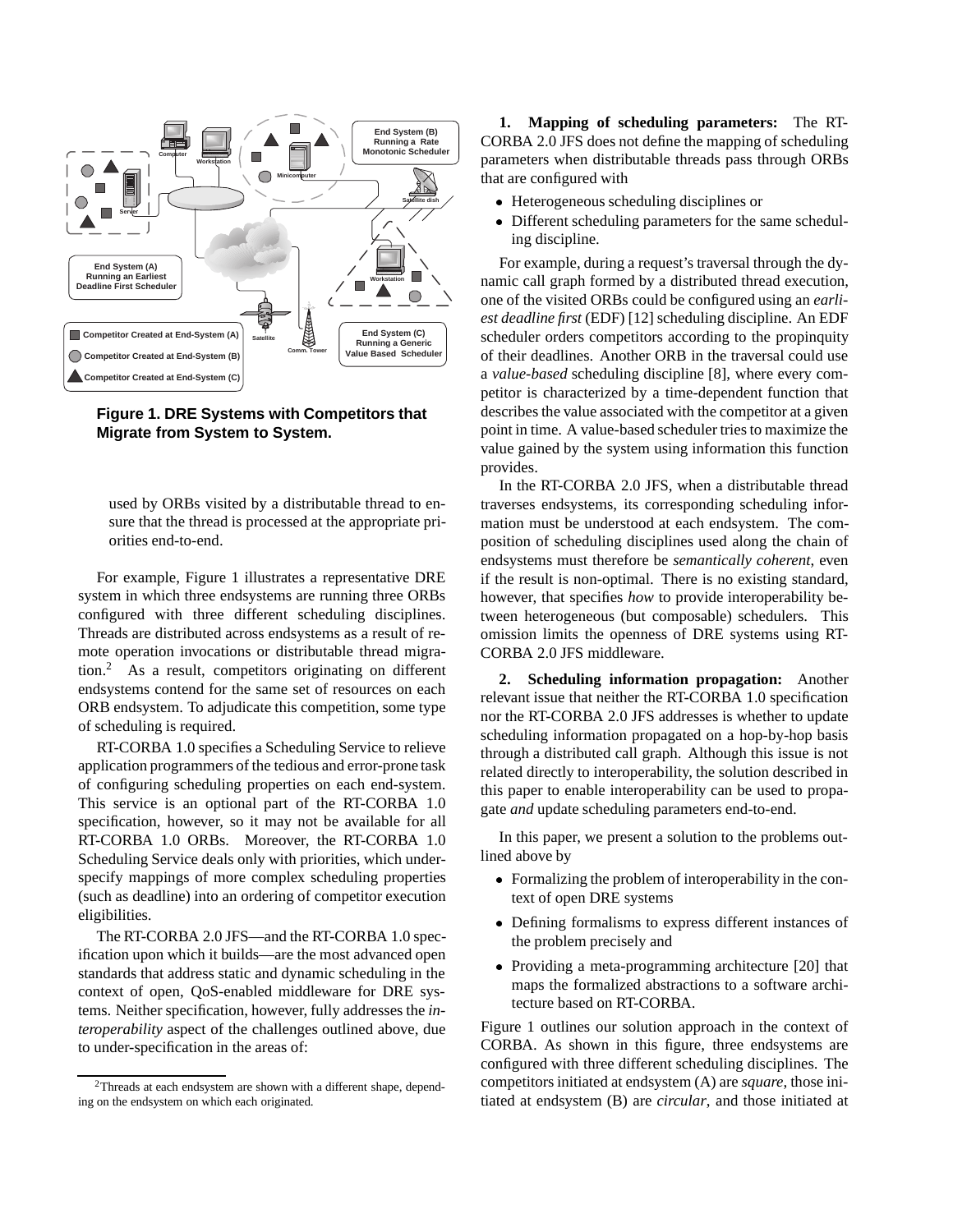**Figure 1. DRE Systems with Competitors that Migrate from System to System.**

used by ORBs visited by a distributable thread to ensure that the thread is processed at the appropriate priorities end-to-end.

For example, Figure 1 illustrates a representative DRE system in which three endsystems are running three ORBs configured with three different scheduling disciplines. Threads are distributed across endsystems as a result of remote operation invocations or distributable thread migration.[2] As a result, competitors originating on different endsystems contend for the same set of resources on each ORB endsystem. To adjudicate this competition, some type of scheduling is required.

RT-CORBA 1.0 specifies a Scheduling Service to relieve application programmers of the tedious and error-prone task of configuring scheduling properties on each end-system. This service is an optional part of the RT-CORBA 1.0 specification, however, so it may not be available for all RT-CORBA 1.0 ORBs. Moreover, the RT-CORBA 1.0 Scheduling Service deals only with priorities, which underspecify mappings of more complex scheduling properties (such as deadline) into an ordering of competitor execution eligibilities.

The RT-CORBA 2.0 JFS—and the RT-CORBA 1.0 specification upon which it builds—are the most advanced open standards that address static and dynamic scheduling in the context of open, QoS-enabled middleware for DRE systems. Neither specification, however, fully addresses the *interoperability* aspect of the challenges outlined above, due to under-specification in the areas of:

[2] Threads at each endsystem are shown with a different shape, depending on the endsystem on which each originated.

**1. Mapping of scheduling parameters:** The RT-CORBA 2.0 JFS does not define the mapping of scheduling parameters when distributable threads pass through ORBs that are configured with

- Heterogeneous scheduling disciplines or
- Different scheduling parameters for the same scheduling discipline.

For example, during a request's traversal through the dynamic call graph formed by a distributed thread execution, one of the visited ORBs could be configured using an *earliest deadline first* (EDF) [12] scheduling discipline. An EDF scheduler orders competitors according to the propinquity of their deadlines. Another ORB in the traversal could use a *value-based* scheduling discipline [8], where every competitor is characterized by a time-dependent function that describes the value associated with the competitor at a given point in time. A value-based scheduler tries to maximize the value gained by the system using information this function provides.

In the RT-CORBA 2.0 JFS, when a distributable thread traverses endsystems, its corresponding scheduling information must be understood at each endsystem. The composition of scheduling disciplines used along the chain of endsystems must therefore be *semantically coherent*, even if the result is non-optimal. There is no existing standard, however, that specifies *how* to provide interoperability between heterogeneous (but composable) schedulers. This omission limits the openness of DRE systems using RT-CORBA 2.0 JFS middleware.

**2. Scheduling information propagation:** Another relevant issue that neither the RT-CORBA 1.0 specification nor the RT-CORBA 2.0 JFS addresses is whether to update scheduling information propagated on a hop-by-hop basis through a distributed call graph. Although this issue is not related directly to interoperability, the solution described in this paper to enable interoperability can be used to propagate *and* update scheduling parameters end-to-end.

In this paper, we present a solution to the problems outlined above by

- Formalizing the problem of interoperability in the context of open DRE systems
- Defining formalisms to express different instances of the problem precisely and
- Providing a meta-programming architecture [20] that maps the formalized abstractions to a software architecture based on RT-CORBA.

Figure 1 outlines our solution approach in the context of CORBA. As shown in this figure, three endsystems are configured with three different scheduling disciplines. The competitors initiated at endsystem (A) are *square*, those initiated at endsystem (B) are *circular*, and those initiated at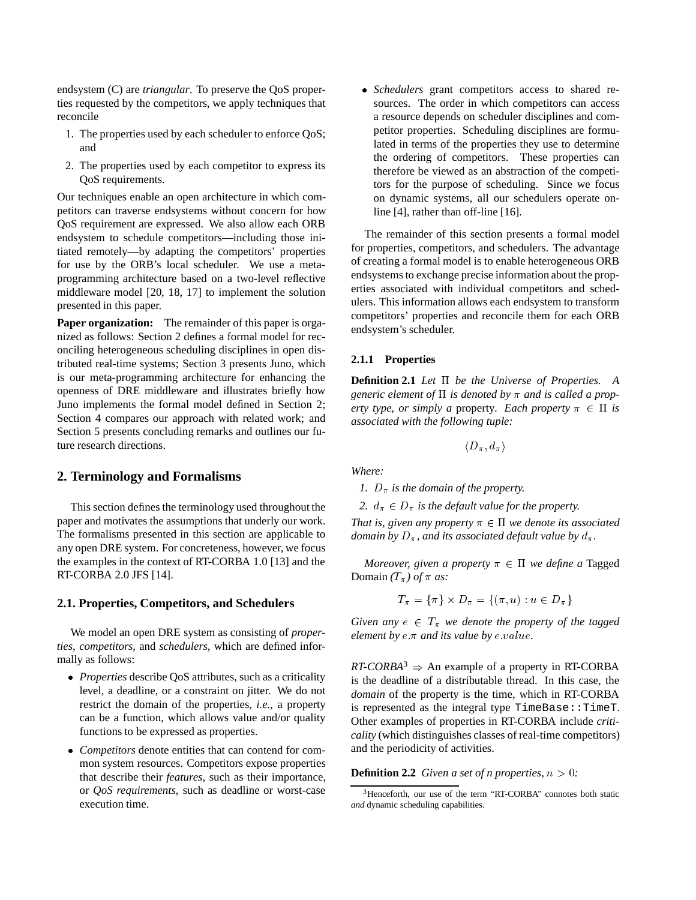endsystem (C) are *triangular*. To preserve the QoS properties requested by the competitors, we apply techniques that reconcile

1. The properties used by each scheduler to enforce QoS; and
2. The properties used by each competitor to express its QoS requirements.

Our techniques enable an open architecture in which competitors can traverse endsystems without concern for how QoS requirement are expressed. We also allow each ORB endsystem to schedule competitors—including those initiated remotely—by adapting the competitors' properties for use by the ORB's local scheduler. We use a meta-programming architecture based on a two-level reflective middleware model [20, 18, 17] to implement the solution presented in this paper.

**Paper organization:** The remainder of this paper is organized as follows: Section 2 defines a formal model for reconciling heterogeneous scheduling disciplines in open distributed real-time systems; Section 3 presents Juno, which is our meta-programming architecture for enhancing the openness of DRE middleware and illustrates briefly how Juno implements the formal model defined in Section 2; Section 4 compares our approach with related work; and Section 5 presents concluding remarks and outlines our future research directions.

## 2. Terminology and Formalisms

This section defines the terminology used throughout the paper and motivates the assumptions that underly our work. The formalisms presented in this section are applicable to any open DRE system. For concreteness, however, we focus the examples in the context of RT-CORBA 1.0 [13] and the RT-CORBA 2.0 JFS [14].

### 2.1. Properties, Competitors, and Schedulers

We model an open DRE system as consisting of *properties*, *competitors*, and *schedulers*, which are defined informally as follows:

- *Properties* describe QoS attributes, such as a criticality level, a deadline, or a constraint on jitter. We do not restrict the domain of the properties, *i.e.*, a property can be a function, which allows value and/or quality functions to be expressed as properties.
- *Competitors* denote entities that can contend for common system resources. Competitors expose properties that describe their *features*, such as their importance, or *QoS requirements*, such as deadline or worst-case execution time.
- *Schedulers* grant competitors access to shared resources. The order in which competitors can access a resource depends on scheduler disciplines and competitor properties. Scheduling disciplines are formulated in terms of the properties they use to determine the ordering of competitors. These properties can therefore be viewed as an abstraction of the competitors for the purpose of scheduling. Since we focus on dynamic systems, all our schedulers operate on-line [4], rather than off-line [16].

The remainder of this section presents a formal model for properties, competitors, and schedulers. The advantage of creating a formal model is to enable heterogeneous ORB endsystems to exchange precise information about the properties associated with individual competitors and schedulers. This information allows each endsystem to transform competitors' properties and reconcile them for each ORB endsystem's scheduler.

#### 2.1.1 Properties

**Definition 2.1** *Let $\Pi$ be the Universe of Properties. A generic element of $\Pi$ is denoted by $\pi$ and is called a property type, or simply a* property. *Each property $\pi \in \Pi$ is associated with the following tuple:*

$$\langle D_\pi, d_\pi \rangle$$

*Where:*

1. *$D_\pi$ is the domain of the property.*
2. *$d_\pi \in D_\pi$ is the default value for the property.*

*That is, given any property $\pi \in \Pi$ we denote its associated domain by $D_\pi$, and its associated default value by $d_\pi$.*

*Moreover, given a property $\pi \in \Pi$ we define a* Tagged Domain *($T_\pi$) of $\pi$ as:*

$$T_\pi = \{\pi\} \times D_\pi = \{(\pi, u) : u \in D_\pi\}$$

*Given any $e \in T_\pi$ we denote the property of the tagged element by $e.\pi$ and its value by $e.value$.*

*RT-CORBA*[3] $\Rightarrow$ An example of a property in RT-CORBA is the deadline of a distributable thread. In this case, the *domain* of the property is the time, which in RT-CORBA is represented as the integral type `TimeBase::TimeT`. Other examples of properties in RT-CORBA include *criticality* (which distinguishes classes of real-time competitors) and the periodicity of activities.

**Definition 2.2** *Given a set of n properties, $n > 0$:*

[3] Henceforth, our use of the term "RT-CORBA" connotes both static *and* dynamic scheduling capabilities.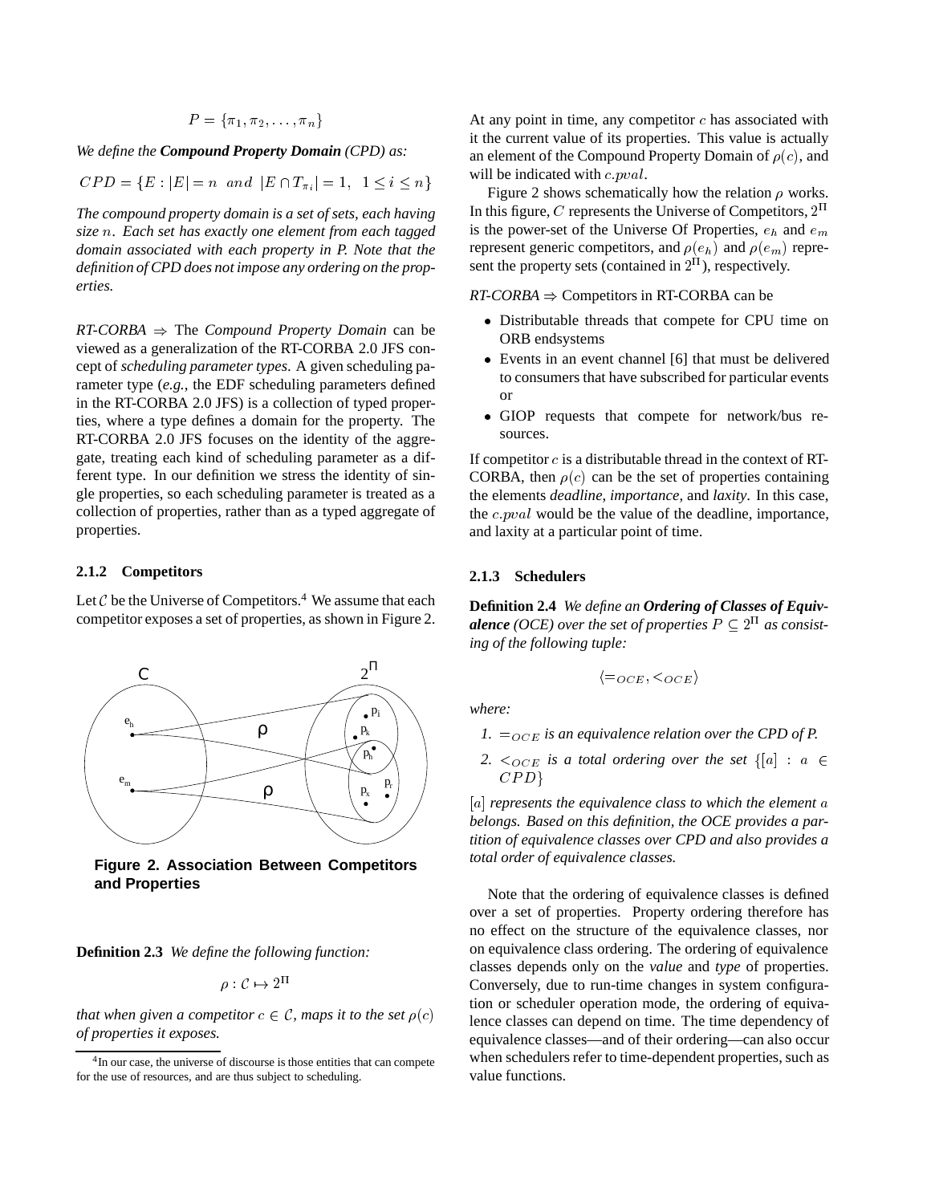$$P = \{\pi_1, \pi_2, \ldots, \pi_n\}$$

*We define the **Compound Property Domain** (CPD) as:*

$$CPD = \{E : |E| = n \ \ and \ \ |E \cap T_{\pi_i}| = 1, \ \ 1 \le i \le n\}$$

*The compound property domain is a set of sets, each having size $n$. Each set has exactly one element from each tagged domain associated with each property in P. Note that the definition of CPD does not impose any ordering on the properties.*

*RT-CORBA* $\Rightarrow$ The *Compound Property Domain* can be viewed as a generalization of the RT-CORBA 2.0 JFS concept of *scheduling parameter types*. A given scheduling parameter type (*e.g.*, the EDF scheduling parameters defined in the RT-CORBA 2.0 JFS) is a collection of typed properties, where a type defines a domain for the property. The RT-CORBA 2.0 JFS focuses on the identity of the aggregate, treating each kind of scheduling parameter as a different type. In our definition we stress the identity of single properties, so each scheduling parameter is treated as a collection of properties, rather than as a typed aggregate of properties.

### 2.1.2 Competitors

Let $\mathcal{C}$ be the Universe of Competitors.[4] We assume that each competitor exposes a set of properties, as shown in Figure 2.

**Figure 2. Association Between Competitors and Properties**

**Definition 2.3** *We define the following function:*

$$\rho : \mathcal{C} \mapsto 2^{\Pi}$$

*that when given a competitor $c \in \mathcal{C}$, maps it to the set $\rho(c)$ of properties it exposes.*

[4] In our case, the universe of discourse is those entities that can compete for the use of resources, and are thus subject to scheduling.

At any point in time, any competitor $c$ has associated with it the current value of its properties. This value is actually an element of the Compound Property Domain of $\rho(c)$, and will be indicated with $c.pval$.

Figure 2 shows schematically how the relation $\rho$ works. In this figure, $C$ represents the Universe of Competitors, $2^{\Pi}$ is the power-set of the Universe Of Properties, $e_h$ and $e_m$ represent generic competitors, and $\rho(e_h)$ and $\rho(e_m)$ represent the property sets (contained in $2^{\Pi}$), respectively.

*RT-CORBA* $\Rightarrow$ Competitors in RT-CORBA can be

- Distributable threads that compete for CPU time on ORB endsystems
- Events in an event channel [6] that must be delivered to consumers that have subscribed for particular events or
- GIOP requests that compete for network/bus resources.

If competitor $c$ is a distributable thread in the context of RT-CORBA, then $\rho(c)$ can be the set of properties containing the elements *deadline*, *importance*, and *laxity*. In this case, the $c.pval$ would be the value of the deadline, importance, and laxity at a particular point of time.

### 2.1.3 Schedulers

**Definition 2.4** *We define an **Ordering of Classes of Equivalence** (OCE) over the set of properties $P \subseteq 2^{\Pi}$ as consisting of the following tuple:*

$$\langle =_{OCE}, <_{OCE} \rangle$$

*where:*

1. *$=_{OCE}$ is an equivalence relation over the CPD of P.*
2. *$<_{OCE}$ is a total ordering over the set $\{[a] : a \in CPD\}$*

*$[a]$ represents the equivalence class to which the element $a$ belongs. Based on this definition, the OCE provides a partition of equivalence classes over CPD and also provides a total order of equivalence classes.*

Note that the ordering of equivalence classes is defined over a set of properties. Property ordering therefore has no effect on the structure of the equivalence classes, nor on equivalence class ordering. The ordering of equivalence classes depends only on the *value* and *type* of properties. Conversely, due to run-time changes in system configuration or scheduler operation mode, the ordering of equivalence classes can depend on time. The time dependency of equivalence classes—and of their ordering—can also occur when schedulers refer to time-dependent properties, such as value functions.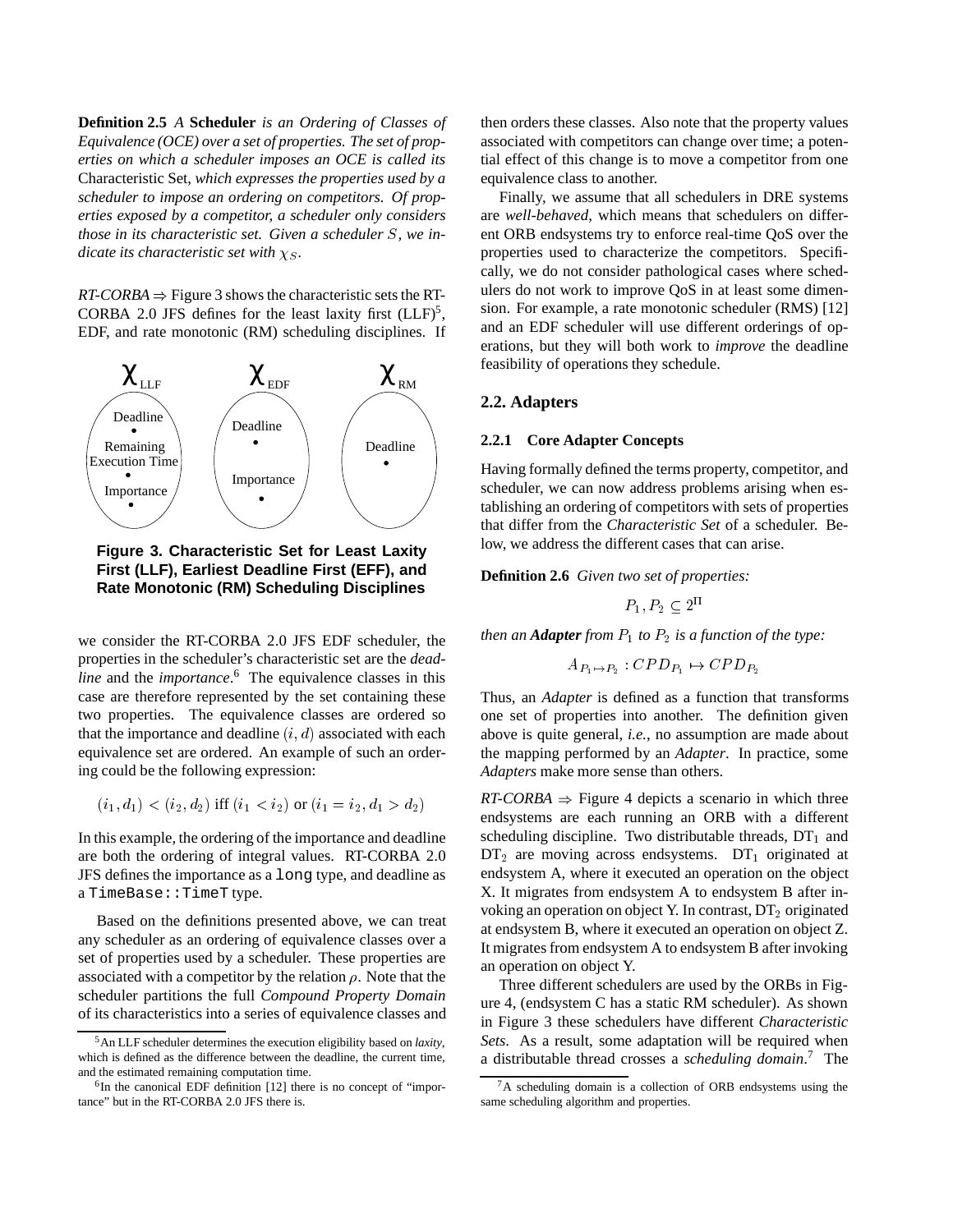**Definition 2.5** *A* **Scheduler** *is an Ordering of Classes of Equivalence (OCE) over a set of properties. The set of properties on which a scheduler imposes an OCE is called its* Characteristic Set, *which expresses the properties used by a scheduler to impose an ordering on competitors. Of properties exposed by a competitor, a scheduler only considers those in its characteristic set. Given a scheduler $S$, we indicate its characteristic set with $\chi_S$.*

*RT-CORBA* $\Rightarrow$ Figure 3 shows the characteristic sets the RT-CORBA 2.0 JFS defines for the least laxity first (LLF)[5], EDF, and rate monotonic (RM) scheduling disciplines. If we consider the RT-CORBA 2.0 JFS EDF scheduler, the properties in the scheduler's characteristic set are the *deadline* and the *importance*.[6] The equivalence classes in this case are therefore represented by the set containing these two properties. The equivalence classes are ordered so that the importance and deadline $(i, d)$ associated with each equivalence set are ordered. An example of such an ordering could be the following expression:

$$(i_1, d_1) < (i_2, d_2) \text{ iff } (i_1 < i_2) \text{ or } (i_1 = i_2, d_1 > d_2)$$

In this example, the ordering of the importance and deadline are both the ordering of integral values. RT-CORBA 2.0 JFS defines the importance as a `long` type, and deadline as a `TimeBase::TimeT` type.

Figure 3. Characteristic Set for Least Laxity First (LLF), Earliest Deadline First (EFF), and Rate Monotonic (RM) Scheduling Disciplines

Based on the definitions presented above, we can treat any scheduler as an ordering of equivalence classes over a set of properties used by a scheduler. These properties are associated with a competitor by the relation $\rho$. Note that the scheduler partitions the full *Compound Property Domain* of its characteristics into a series of equivalence classes and then orders these classes. Also note that the property values associated with competitors can change over time; a potential effect of this change is to move a competitor from one equivalence class to another.

Finally, we assume that all schedulers in DRE systems are *well-behaved*, which means that schedulers on different ORB endsystems try to enforce real-time QoS over the properties used to characterize the competitors. Specifically, we do not consider pathological cases where schedulers do not work to improve QoS in at least some dimension. For example, a rate monotonic scheduler (RMS) [12] and an EDF scheduler will use different orderings of operations, but they will both work to *improve* the deadline feasibility of operations they schedule.

## 2.2. Adapters

### 2.2.1 Core Adapter Concepts

Having formally defined the terms property, competitor, and scheduler, we can now address problems arising when establishing an ordering of competitors with sets of properties that differ from the *Characteristic Set* of a scheduler. Below, we address the different cases that can arise.

**Definition 2.6** *Given two set of properties:*

$$P_1, P_2 \subseteq 2^{\Pi}$$

*then an* ***Adapter*** *from $P_1$ to $P_2$ is a function of the type:*

$$A_{P_1 \mapsto P_2} : CPD_{P_1} \mapsto CPD_{P_2}$$

Thus, an *Adapter* is defined as a function that transforms one set of properties into another. The definition given above is quite general, *i.e.*, no assumption are made about the mapping performed by an *Adapter*. In practice, some *Adapters* make more sense than others.

*RT-CORBA* $\Rightarrow$ Figure 4 depicts a scenario in which three endsystems are each running an ORB with a different scheduling discipline. Two distributable threads, $\text{DT}_1$ and $\text{DT}_2$ are moving across endsystems. $\text{DT}_1$ originated at endsystem A, where it executed an operation on the object X. It migrates from endsystem A to endsystem B after invoking an operation on object Y. In contrast, $\text{DT}_2$ originated at endsystem B, where it executed an operation on object Z. It migrates from endsystem A to endsystem B after invoking an operation on object Y.

Three different schedulers are used by the ORBs in Figure 4, (endsystem C has a static RM scheduler). As shown in Figure 3 these schedulers have different *Characteristic Sets*. As a result, some adaptation will be required when a distributable thread crosses a *scheduling domain*.[7] The

[5] An LLF scheduler determines the execution eligibility based on *laxity*, which is defined as the difference between the deadline, the current time, and the estimated remaining computation time.

[6] In the canonical EDF definition [12] there is no concept of "importance" but in the RT-CORBA 2.0 JFS there is.

[7] A scheduling domain is a collection of ORB endsystems using the same scheduling algorithm and properties.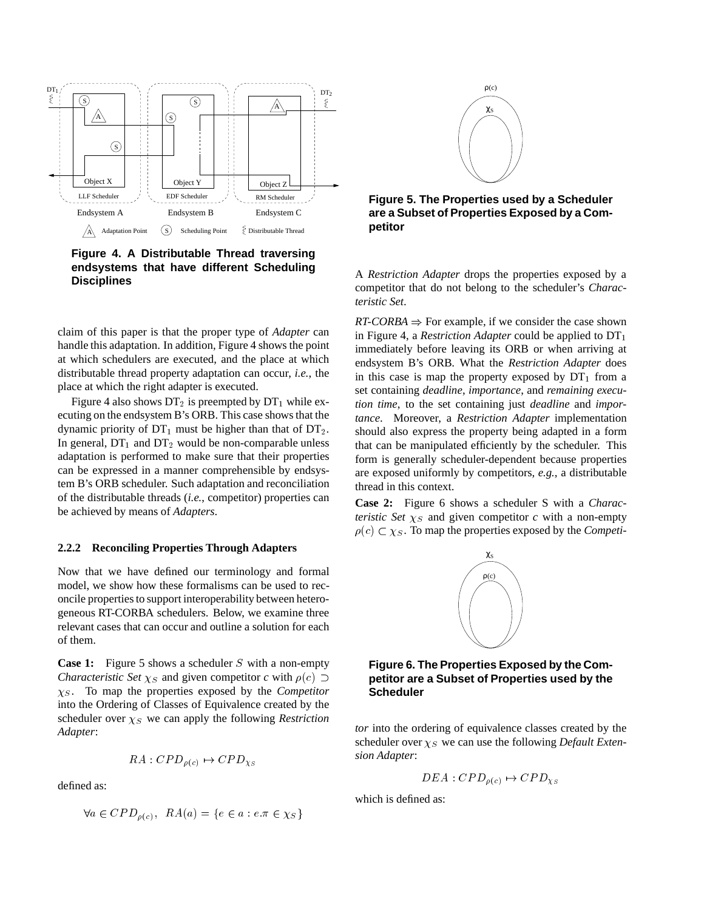Figure 4. A Distributable Thread traversing endsystems that have different Scheduling Disciplines

claim of this paper is that the proper type of *Adapter* can handle this adaptation. In addition, Figure 4 shows the point at which schedulers are executed, and the place at which distributable thread property adaptation can occur, *i.e.*, the place at which the right adapter is executed.

Figure 4 also shows $\mathrm{DT}_2$ is preempted by $\mathrm{DT}_1$ while executing on the endsystem B's ORB. This case shows that the dynamic priority of $\mathrm{DT}_1$ must be higher than that of $\mathrm{DT}_2$. In general, $\mathrm{DT}_1$ and $\mathrm{DT}_2$ would be non-comparable unless adaptation is performed to make sure that their properties can be expressed in a manner comprehensible by endsystem B's ORB scheduler. Such adaptation and reconciliation of the distributable threads (*i.e.*, competitor) properties can be achieved by means of *Adapters*.

### 2.2.2 Reconciling Properties Through Adapters

Now that we have defined our terminology and formal model, we show how these formalisms can be used to reconcile properties to support interoperability between heterogeneous RT-CORBA schedulers. Below, we examine three relevant cases that can occur and outline a solution for each of them.

**Case 1:** Figure 5 shows a scheduler $S$ with a non-empty *Characteristic Set* $\chi_S$ and given competitor *c* with $\rho(c) \supset \chi_S$. To map the properties exposed by the *Competitor* into the Ordering of Classes of Equivalence created by the scheduler over $\chi_S$ we can apply the following *Restriction Adapter*:

$$RA : CPD_{\rho(c)} \mapsto CPD_{\chi_S}$$

defined as:

$$\forall a \in CPD_{\rho(c)}, \;\; RA(a) = \{e \in a : e.\pi \in \chi_S\}$$

Figure 5. The Properties used by a Scheduler are a Subset of Properties Exposed by a Competitor

A *Restriction Adapter* drops the properties exposed by a competitor that do not belong to the scheduler's *Characteristic Set*.

*RT-CORBA* ⇒ For example, if we consider the case shown in Figure 4, a *Restriction Adapter* could be applied to $\mathrm{DT}_1$ immediately before leaving its ORB or when arriving at endsystem B's ORB. What the *Restriction Adapter* does in this case is map the property exposed by $\mathrm{DT}_1$ from a set containing *deadline*, *importance*, and *remaining execution time*, to the set containing just *deadline* and *importance*. Moreover, a *Restriction Adapter* implementation should also express the property being adapted in a form that can be manipulated efficiently by the scheduler. This form is generally scheduler-dependent because properties are exposed uniformly by competitors, *e.g.*, a distributable thread in this context.

**Case 2:** Figure 6 shows a scheduler S with a *Characteristic Set* $\chi_S$ and given competitor *c* with a non-empty $\rho(c) \subset \chi_S$. To map the properties exposed by the *Competitor* into the ordering of equivalence classes created by the scheduler over $\chi_S$ we can use the following *Default Extension Adapter*:

Figure 6. The Properties Exposed by the Competitor are a Subset of Properties used by the Scheduler

$$DEA : CPD_{\rho(c)} \mapsto CPD_{\chi_S}$$

which is defined as: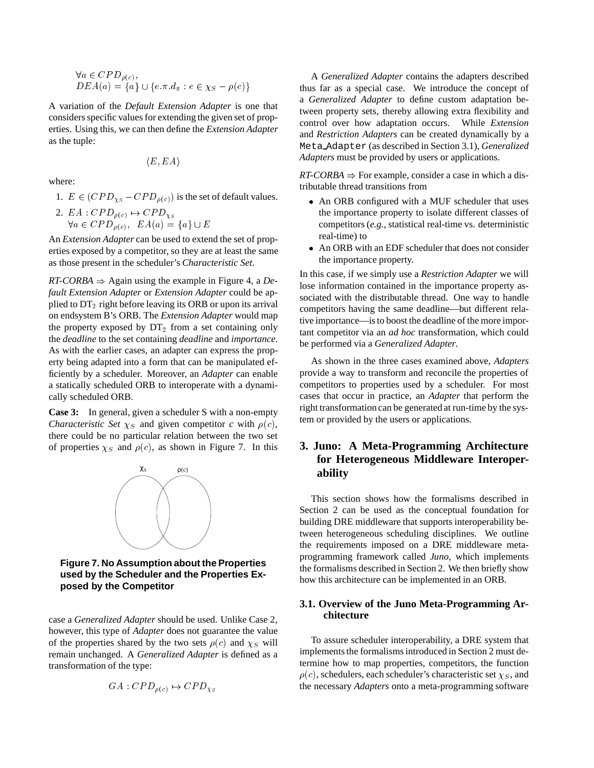$$\forall a \in CPD_{\rho(c)},$$
$$DEA(a) = \{a\} \cup \{e.\pi.d_\pi : e \in \chi_S - \rho(c)\}$$

A variation of the *Default Extension Adapter* is one that considers specific values for extending the given set of properties. Using this, we can then define the *Extension Adapter* as the tuple:

$$\langle E, EA \rangle$$

where:

1. $E \in (CPD_{\chi_S} - CPD_{\rho(c)})$ is the set of default values.
2. $EA : CPD_{\rho(c)} \mapsto CPD_{\chi_S}$
   $\forall a \in CPD_{\rho(c)},\ \ EA(a) = \{a\} \cup E$

An *Extension Adapter* can be used to extend the set of properties exposed by a competitor, so they are at least the same as those present in the scheduler's *Characteristic Set*.

*RT-CORBA* ⇒ Again using the example in Figure 4, a *Default Extension Adapter* or *Extension Adapter* could be applied to $DT_2$ right before leaving its ORB or upon its arrival on endsystem B's ORB. The *Extension Adapter* would map the property exposed by $DT_2$ from a set containing only the *deadline* to the set containing *deadline* and *importance*. As with the earlier cases, an adapter can express the property being adapted into a form that can be manipulated efficiently by a scheduler. Moreover, an *Adapter* can enable a statically scheduled ORB to interoperate with a dynamically scheduled ORB.

**Case 3:** In general, given a scheduler S with a non-empty *Characteristic Set* $\chi_S$ and given competitor *c* with $\rho(c)$, there could be no particular relation between the two set of properties $\chi_S$ and $\rho(c)$, as shown in Figure 7. In this case a *Generalized Adapter* should be used. Unlike Case 2, however, this type of *Adapter* does not guarantee the value of the properties shared by the two sets $\rho(c)$ and $\chi_S$ will remain unchanged. A *Generalized Adapter* is defined as a transformation of the type:

$$GA : CPD_{\rho(c)} \mapsto CPD_{\chi_S}$$

**Figure 7. No Assumption about the Properties used by the Scheduler and the Properties Exposed by the Competitor**

A *Generalized Adapter* contains the adapters described thus far as a special case. We introduce the concept of a *Generalized Adapter* to define custom adaptation between property sets, thereby allowing extra flexibility and control over how adaptation occurs. While *Extension* and *Restriction Adapters* can be created dynamically by a `Meta_Adapter` (as described in Section 3.1), *Generalized Adapters* must be provided by users or applications.

*RT-CORBA* ⇒ For example, consider a case in which a distributable thread transitions from

- An ORB configured with a MUF scheduler that uses the importance property to isolate different classes of competitors (*e.g.*, statistical real-time vs. deterministic real-time) to
- An ORB with an EDF scheduler that does not consider the importance property.

In this case, if we simply use a *Restriction Adapter* we will lose information contained in the importance property associated with the distributable thread. One way to handle competitors having the same deadline—but different relative importance—is to boost the deadline of the more important competitor via an *ad hoc* transformation, which could be performed via a *Generalized Adapter*.

As shown in the three cases examined above, *Adapters* provide a way to transform and reconcile the properties of competitors to properties used by a scheduler. For most cases that occur in practice, an *Adapter* that perform the right transformation can be generated at run-time by the system or provided by the users or applications.

## 3. Juno: A Meta-Programming Architecture for Heterogeneous Middleware Interoperability

This section shows how the formalisms described in Section 2 can be used as the conceptual foundation for building DRE middleware that supports interoperability between heterogeneous scheduling disciplines. We outline the requirements imposed on a DRE middleware meta-programming framework called *Juno*, which implements the formalisms described in Section 2. We then briefly show how this architecture can be implemented in an ORB.

### 3.1. Overview of the Juno Meta-Programming Architecture

To assure scheduler interoperability, a DRE system that implements the formalisms introduced in Section 2 must determine how to map properties, competitors, the function $\rho(c)$, schedulers, each scheduler's characteristic set $\chi_S$, and the necessary *Adapters* onto a meta-programming software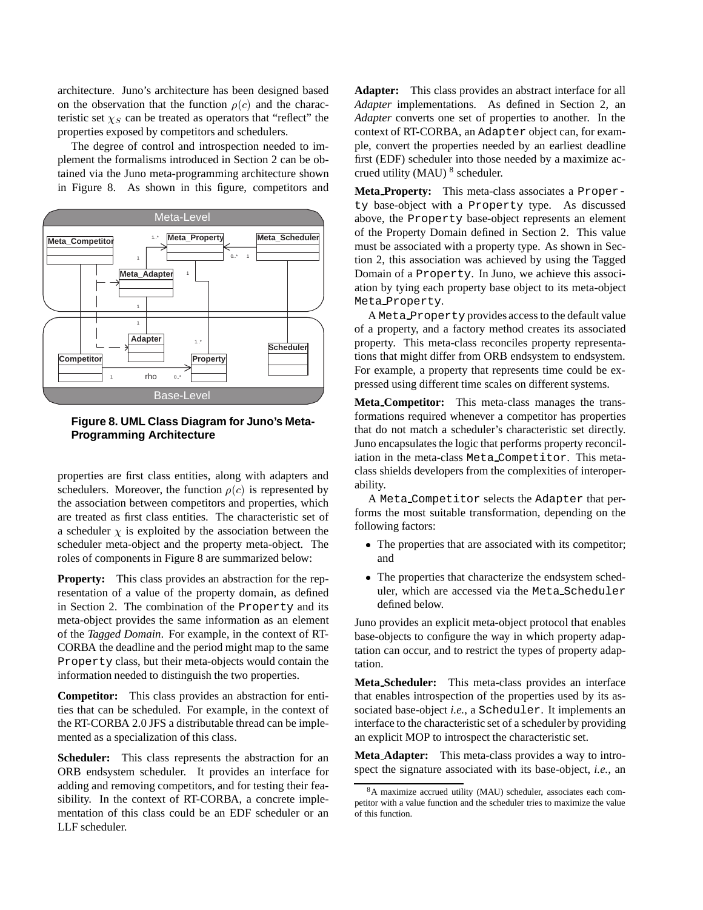architecture. Juno's architecture has been designed based on the observation that the function $\rho(c)$ and the characteristic set $\chi_S$ can be treated as operators that "reflect" the properties exposed by competitors and schedulers.

The degree of control and introspection needed to implement the formalisms introduced in Section 2 can be obtained via the Juno meta-programming architecture shown in Figure 8. As shown in this figure, competitors and properties are first class entities, along with adapters and schedulers. Moreover, the function $\rho(c)$ is represented by the association between competitors and properties, which are treated as first class entities. The characteristic set of a scheduler $\chi$ is exploited by the association between the scheduler meta-object and the property meta-object. The roles of components in Figure 8 are summarized below:

**Figure 8. UML Class Diagram for Juno's Meta-Programming Architecture**

**Property:** This class provides an abstraction for the representation of a value of the property domain, as defined in Section 2. The combination of the Property and its meta-object provides the same information as an element of the *Tagged Domain*. For example, in the context of RT-CORBA the deadline and the period might map to the same Property class, but their meta-objects would contain the information needed to distinguish the two properties.

**Competitor:** This class provides an abstraction for entities that can be scheduled. For example, in the context of the RT-CORBA 2.0 JFS a distributable thread can be implemented as a specialization of this class.

**Scheduler:** This class represents the abstraction for an ORB endsystem scheduler. It provides an interface for adding and removing competitors, and for testing their feasibility. In the context of RT-CORBA, a concrete implementation of this class could be an EDF scheduler or an LLF scheduler.

**Adapter:** This class provides an abstract interface for all *Adapter* implementations. As defined in Section 2, an *Adapter* converts one set of properties to another. In the context of RT-CORBA, an Adapter object can, for example, convert the properties needed by an earliest deadline first (EDF) scheduler into those needed by a maximize accrued utility (MAU) [8] scheduler.

**Meta_Property:** This meta-class associates a Property base-object with a Property type. As discussed above, the Property base-object represents an element of the Property Domain defined in Section 2. This value must be associated with a property type. As shown in Section 2, this association was achieved by using the Tagged Domain of a Property. In Juno, we achieve this association by tying each property base object to its meta-object Meta_Property.

A Meta_Property provides access to the default value of a property, and a factory method creates its associated property. This meta-class reconciles property representations that might differ from ORB endsystem to endsystem. For example, a property that represents time could be expressed using different time scales on different systems.

**Meta_Competitor:** This meta-class manages the transformations required whenever a competitor has properties that do not match a scheduler's characteristic set directly. Juno encapsulates the logic that performs property reconciliation in the meta-class Meta_Competitor. This meta-class shields developers from the complexities of interoperability.

A Meta_Competitor selects the Adapter that performs the most suitable transformation, depending on the following factors:

- The properties that are associated with its competitor; and
- The properties that characterize the endsystem scheduler, which are accessed via the Meta_Scheduler defined below.

Juno provides an explicit meta-object protocol that enables base-objects to configure the way in which property adaptation can occur, and to restrict the types of property adaptation.

**Meta_Scheduler:** This meta-class provides an interface that enables introspection of the properties used by its associated base-object *i.e.*, a Scheduler. It implements an interface to the characteristic set of a scheduler by providing an explicit MOP to introspect the characteristic set.

**Meta_Adapter:** This meta-class provides a way to introspect the signature associated with its base-object, *i.e.*, an

[8] A maximize accrued utility (MAU) scheduler, associates each competitor with a value function and the scheduler tries to maximize the value of this function.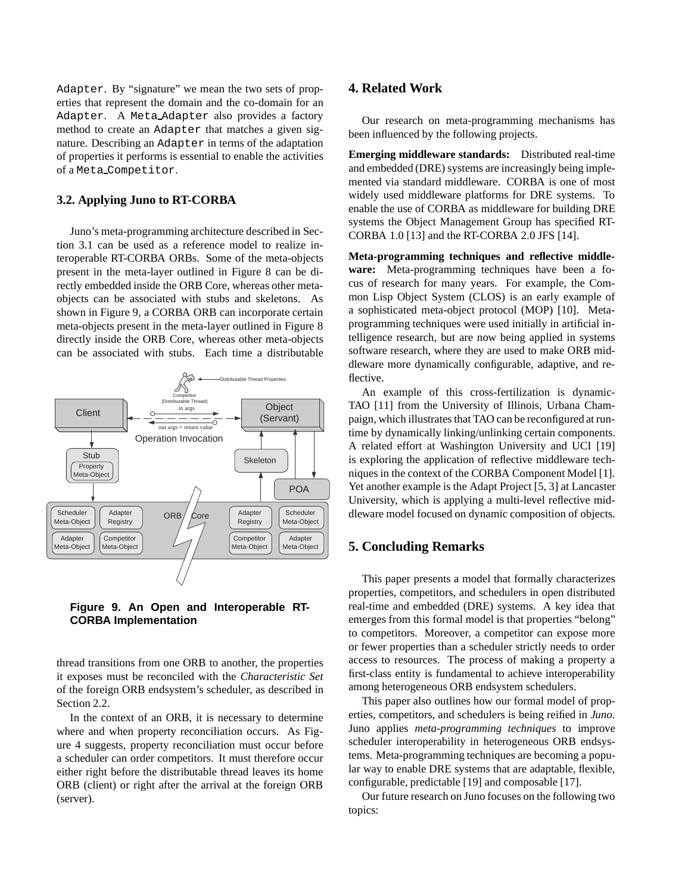Adapter. By "signature" we mean the two sets of properties that represent the domain and the co-domain for an Adapter. A Meta_Adapter also provides a factory method to create an Adapter that matches a given signature. Describing an Adapter in terms of the adaptation of properties it performs is essential to enable the activities of a Meta_Competitor.

### 3.2. Applying Juno to RT-CORBA

Juno's meta-programming architecture described in Section 3.1 can be used as a reference model to realize interoperable RT-CORBA ORBs. Some of the meta-objects present in the meta-layer outlined in Figure 8 can be directly embedded inside the ORB Core, whereas other meta-objects can be associated with stubs and skeletons. As shown in Figure 9, a CORBA ORB can incorporate certain meta-objects present in the meta-layer outlined in Figure 8 directly inside the ORB Core, whereas other meta-objects can be associated with stubs. Each time a distributable thread transitions from one ORB to another, the properties it exposes must be reconciled with the *Characteristic Set* of the foreign ORB endsystem's scheduler, as described in Section 2.2.

**Figure 9. An Open and Interoperable RT-CORBA Implementation**

In the context of an ORB, it is necessary to determine where and when property reconciliation occurs. As Figure 4 suggests, property reconciliation must occur before a scheduler can order competitors. It must therefore occur either right before the distributable thread leaves its home ORB (client) or right after the arrival at the foreign ORB (server).

## 4. Related Work

Our research on meta-programming mechanisms has been influenced by the following projects.

**Emerging middleware standards:** Distributed real-time and embedded (DRE) systems are increasingly being implemented via standard middleware. CORBA is one of most widely used middleware platforms for DRE systems. To enable the use of CORBA as middleware for building DRE systems the Object Management Group has specified RT-CORBA 1.0 [13] and the RT-CORBA 2.0 JFS [14].

**Meta-programming techniques and reflective middleware:** Meta-programming techniques have been a focus of research for many years. For example, the Common Lisp Object System (CLOS) is an early example of a sophisticated meta-object protocol (MOP) [10]. Meta-programming techniques were used initially in artificial intelligence research, but are now being applied in systems software research, where they are used to make ORB middleware more dynamically configurable, adaptive, and reflective.

An example of this cross-fertilization is dynamicTAO [11] from the University of Illinois, Urbana Champaign, which illustrates that TAO can be reconfigured at run-time by dynamically linking/unlinking certain components. A related effort at Washington University and UCI [19] is exploring the application of reflective middleware techniques in the context of the CORBA Component Model [1]. Yet another example is the Adapt Project [5, 3] at Lancaster University, which is applying a multi-level reflective middleware model focused on dynamic composition of objects.

## 5. Concluding Remarks

This paper presents a model that formally characterizes properties, competitors, and schedulers in open distributed real-time and embedded (DRE) systems. A key idea that emerges from this formal model is that properties "belong" to competitors. Moreover, a competitor can expose more or fewer properties than a scheduler strictly needs to order access to resources. The process of making a property a first-class entity is fundamental to achieve interoperability among heterogeneous ORB endsystem schedulers.

This paper also outlines how our formal model of properties, competitors, and schedulers is being reified in *Juno*. Juno applies *meta-programming techniques* to improve scheduler interoperability in heterogeneous ORB endsystems. Meta-programming techniques are becoming a popular way to enable DRE systems that are adaptable, flexible, configurable, predictable [19] and composable [17].

Our future research on Juno focuses on the following two topics: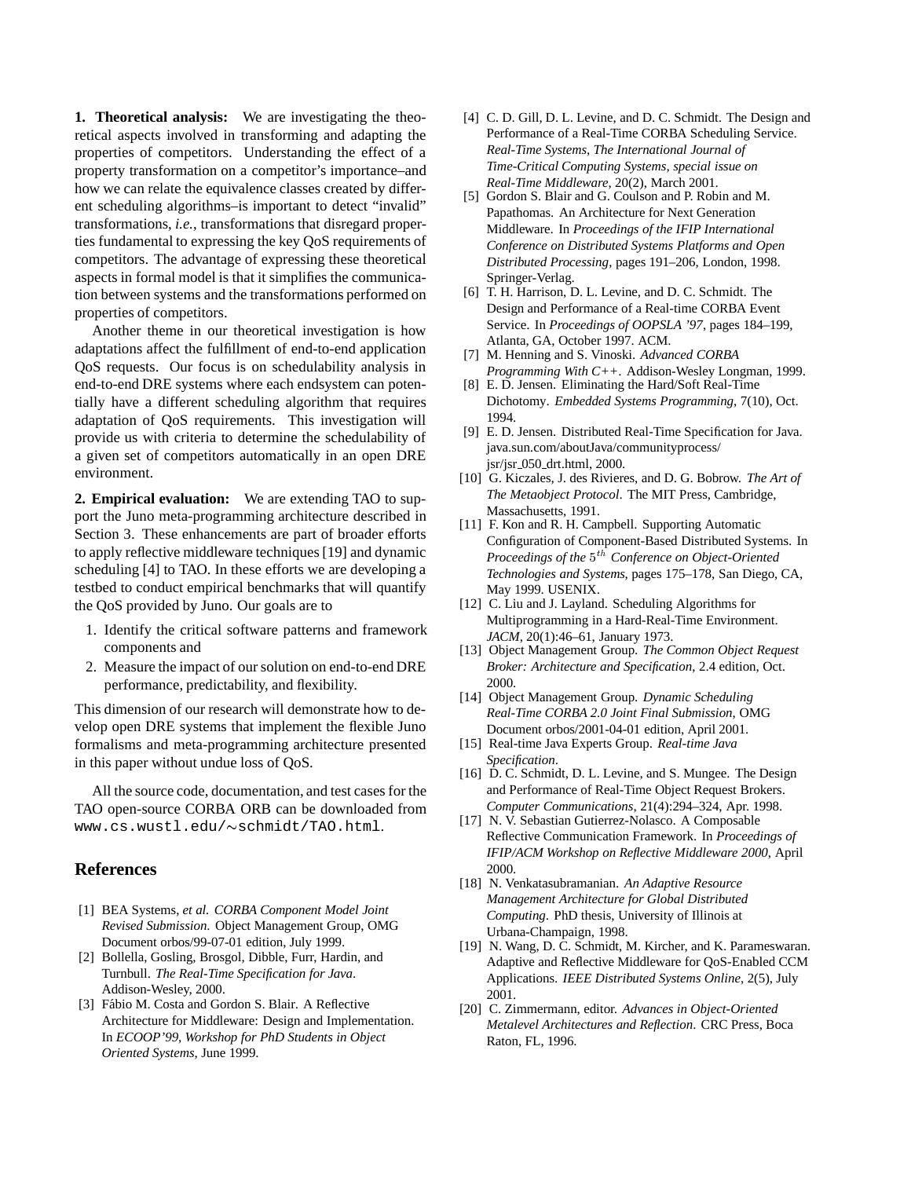**1. Theoretical analysis:** We are investigating the theoretical aspects involved in transforming and adapting the properties of competitors. Understanding the effect of a property transformation on a competitor's importance–and how we can relate the equivalence classes created by different scheduling algorithms–is important to detect "invalid" transformations, *i.e.*, transformations that disregard properties fundamental to expressing the key QoS requirements of competitors. The advantage of expressing these theoretical aspects in formal model is that it simplifies the communication between systems and the transformations performed on properties of competitors.

Another theme in our theoretical investigation is how adaptations affect the fulfillment of end-to-end application QoS requests. Our focus is on schedulability analysis in end-to-end DRE systems where each endsystem can potentially have a different scheduling algorithm that requires adaptation of QoS requirements. This investigation will provide us with criteria to determine the schedulability of a given set of competitors automatically in an open DRE environment.

**2. Empirical evaluation:** We are extending TAO to support the Juno meta-programming architecture described in Section 3. These enhancements are part of broader efforts to apply reflective middleware techniques [19] and dynamic scheduling [4] to TAO. In these efforts we are developing a testbed to conduct empirical benchmarks that will quantify the QoS provided by Juno. Our goals are to

1. Identify the critical software patterns and framework components and
2. Measure the impact of our solution on end-to-end DRE performance, predictability, and flexibility.

This dimension of our research will demonstrate how to develop open DRE systems that implement the flexible Juno formalisms and meta-programming architecture presented in this paper without undue loss of QoS.

All the source code, documentation, and test cases for the TAO open-source CORBA ORB can be downloaded from `www.cs.wustl.edu/~schmidt/TAO.html`.

## References

[1] BEA Systems, *et al. CORBA Component Model Joint Revised Submission*. Object Management Group, OMG Document orbos/99-07-01 edition, July 1999.

[2] Bollella, Gosling, Brosgol, Dibble, Furr, Hardin, and Turnbull. *The Real-Time Specification for Java*. Addison-Wesley, 2000.

[3] Fábio M. Costa and Gordon S. Blair. A Reflective Architecture for Middleware: Design and Implementation. In *ECOOP'99, Workshop for PhD Students in Object Oriented Systems*, June 1999.

[4] C. D. Gill, D. L. Levine, and D. C. Schmidt. The Design and Performance of a Real-Time CORBA Scheduling Service. *Real-Time Systems, The International Journal of Time-Critical Computing Systems, special issue on Real-Time Middleware*, 20(2), March 2001.

[5] Gordon S. Blair and G. Coulson and P. Robin and M. Papathomas. An Architecture for Next Generation Middleware. In *Proceedings of the IFIP International Conference on Distributed Systems Platforms and Open Distributed Processing*, pages 191–206, London, 1998. Springer-Verlag.

[6] T. H. Harrison, D. L. Levine, and D. C. Schmidt. The Design and Performance of a Real-time CORBA Event Service. In *Proceedings of OOPSLA '97*, pages 184–199, Atlanta, GA, October 1997. ACM.

[7] M. Henning and S. Vinoski. *Advanced CORBA Programming With C++*. Addison-Wesley Longman, 1999.

[8] E. D. Jensen. Eliminating the Hard/Soft Real-Time Dichotomy. *Embedded Systems Programming*, 7(10), Oct. 1994.

[9] E. D. Jensen. Distributed Real-Time Specification for Java. java.sun.com/aboutJava/communityprocess/jsr/jsr_050_drt.html, 2000.

[10] G. Kiczales, J. des Rivieres, and D. G. Bobrow. *The Art of The Metaobject Protocol*. The MIT Press, Cambridge, Massachusetts, 1991.

[11] F. Kon and R. H. Campbell. Supporting Automatic Configuration of Component-Based Distributed Systems. In *Proceedings of the* $5^{th}$ *Conference on Object-Oriented Technologies and Systems*, pages 175–178, San Diego, CA, May 1999. USENIX.

[12] C. Liu and J. Layland. Scheduling Algorithms for Multiprogramming in a Hard-Real-Time Environment. *JACM*, 20(1):46–61, January 1973.

[13] Object Management Group. *The Common Object Request Broker: Architecture and Specification*, 2.4 edition, Oct. 2000.

[14] Object Management Group. *Dynamic Scheduling Real-Time CORBA 2.0 Joint Final Submission*, OMG Document orbos/2001-04-01 edition, April 2001.

[15] Real-time Java Experts Group. *Real-time Java Specification*.

[16] D. C. Schmidt, D. L. Levine, and S. Mungee. The Design and Performance of Real-Time Object Request Brokers. *Computer Communications*, 21(4):294–324, Apr. 1998.

[17] N. V. Sebastian Gutierrez-Nolasco. A Composable Reflective Communication Framework. In *Proceedings of IFIP/ACM Workshop on Reflective Middleware 2000*, April 2000.

[18] N. Venkatasubramanian. *An Adaptive Resource Management Architecture for Global Distributed Computing*. PhD thesis, University of Illinois at Urbana-Champaign, 1998.

[19] N. Wang, D. C. Schmidt, M. Kircher, and K. Parameswaran. Adaptive and Reflective Middleware for QoS-Enabled CCM Applications. *IEEE Distributed Systems Online*, 2(5), July 2001.

[20] C. Zimmermann, editor. *Advances in Object-Oriented Metalevel Architectures and Reflection*. CRC Press, Boca Raton, FL, 1996.